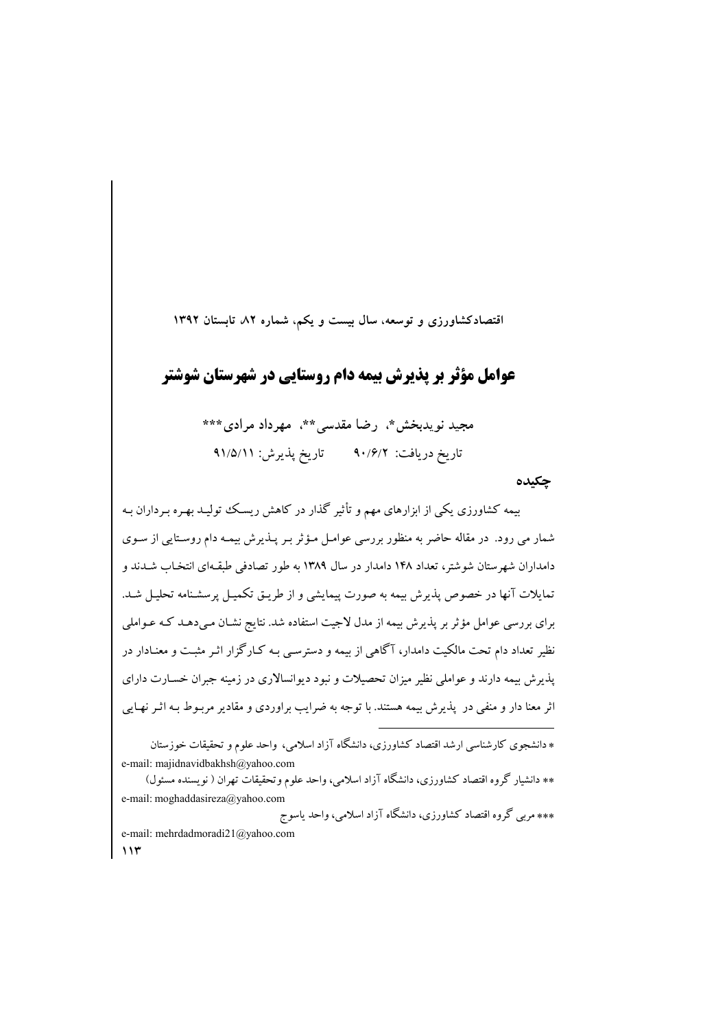اقتصادکشاورزی و توسعه، سال بیست و یکم، شماره ۸۲، تابستان ۱۳۹۲

# عوامل مؤثر بر پذیرش بیمه دام روستایی در شهرستان شوشتر

مجید نویدبخش*، رضا مقدسی**، مهرداد مرادی***

تاریخ دریافت: ۹۰/۶/۲ تاریخ پذیرش: ۹۱/۵/۱۱

## چکیده

بیمه کشاورزی یکی از ابزارهای مهم و تأثیر گذار در کاهش ریسک تولید بهره برداران به شمار می رود. در مقاله حاضر به منظور بررسی عوامل مؤثر بر پذیرش بیمه دام روستایی از سوی دامداران شهرستان شوشتر، تعداد ۱۴۸ دامدار در سال ۱۳۸۹ به طور تصادفی طبقه‌ای انتخاب شدند و تمایلات آنها در خصوص پذیرش بیمه به صورت پیمایشی و از طریق تکمیل پرسشنامه تحلیل شد. برای بررسی عوامل مؤثر بر پذیرش بیمه از مدل لاجیت استفاده شد. نتایج نشان می‌دهد که عواملی نظیر تعداد دام تحت مالکیت دامدار، آگاهی از بیمه و دسترسی به کارگزار اثر مثبت و معنادار در پذیرش بیمه دارند و عواملی نظیر میزان تحصیلات و نبود دیوانسالاری در زمینه جبران خسارت دارای اثر معنا دار و منفی در پذیرش بیمه هستند. با توجه به ضرایب براوردی و مقادیر مربوط به اثر نهایی

---

* دانشجوی کارشناسی ارشد اقتصاد کشاورزی، دانشگاه آزاد اسلامی، واحد علوم و تحقیقات خوزستان
e-mail: majidnavidbakhsh@yahoo.com

** دانشیار گروه اقتصاد کشاورزی، دانشگاه آزاد اسلامی، واحد علوم وتحقیقات تهران ( نویسنده مسئول)
e-mail: moghaddasireza@yahoo.com

*** مربی گروه اقتصاد کشاورزی، دانشگاه آزاد اسلامی، واحد یاسوج
e-mail: mehrdadmoradi21@yahoo.com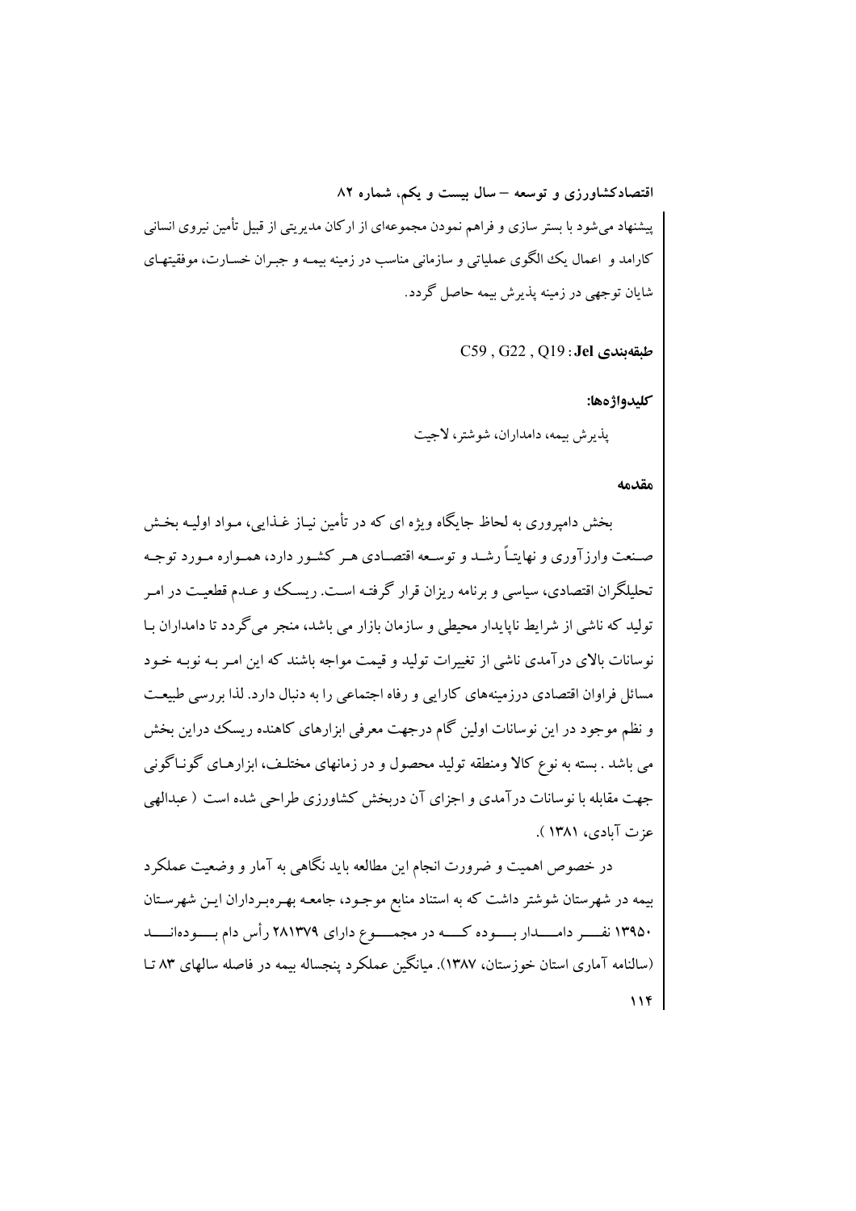پیشنهاد می‌شود با بستر سازی و فراهم نمودن مجموعه‌ای از ارکان مدیریتی از قبیل تأمین نیروی انسانی کارامد و اعمال یک الگوی عملیاتی و سازمانی مناسب در زمینه بیمه و جبران خسارت، موفقیتهای شایان توجهی در زمینه پذیرش بیمه حاصل گردد.

**طبقه‌بندی Jel :** Q19 , G22 , C59

**کلیدواژه‌ها:**

پذیرش بیمه، دامداران، شوشتر، لاجیت

## مقدمه

بخش دامپروری به لحاظ جایگاه ویژه ای که در تأمین نیاز غذایی، مواد اولیه بخش صنعت وارزآوری و نهایتاً رشد و توسعه اقتصادی هر کشور دارد، همواره مورد توجه تحلیلگران اقتصادی، سیاسی و برنامه ریزان قرار گرفته است. ریسک و عدم قطعیت در امر تولید که ناشی از شرایط ناپایدار محیطی و سازمان بازار می باشد، منجر می‌گردد تا دامداران با نوسانات بالای درآمدی ناشی از تغییرات تولید و قیمت مواجه باشند که این امر به نوبه خود مسائل فراوان اقتصادی درزمینه‌های کارایی و رفاه اجتماعی را به دنبال دارد. لذا بررسی طبیعت و نظم موجود در این نوسانات اولین گام درجهت معرفی ابزارهای کاهنده ریسک دراین بخش می باشد . بسته به نوع کالا ومنطقه تولید محصول و در زمانهای مختلف، ابزارهای گوناگونی جهت مقابله با نوسانات درآمدی و اجزای آن دربخش کشاورزی طراحی شده است ( عبدالهی عزت آبادی، ۱۳۸۱ ).

در خصوص اهمیت و ضرورت انجام این مطالعه باید نگاهی به آمار و وضعیت عملکرد بیمه در شهرستان شوشتر داشت که به استناد منابع موجود، جامعه بهره‌برداران این شهرستان ۱۳۹۵۰ نفر دامدار بوده که در مجموع دارای ۲۸۱۳۷۹ رأس دام بوده‌اند (سالنامه آماری استان خوزستان، ۱۳۸۷). میانگین عملکرد پنجساله بیمه در فاصله سالهای ۸۳ تا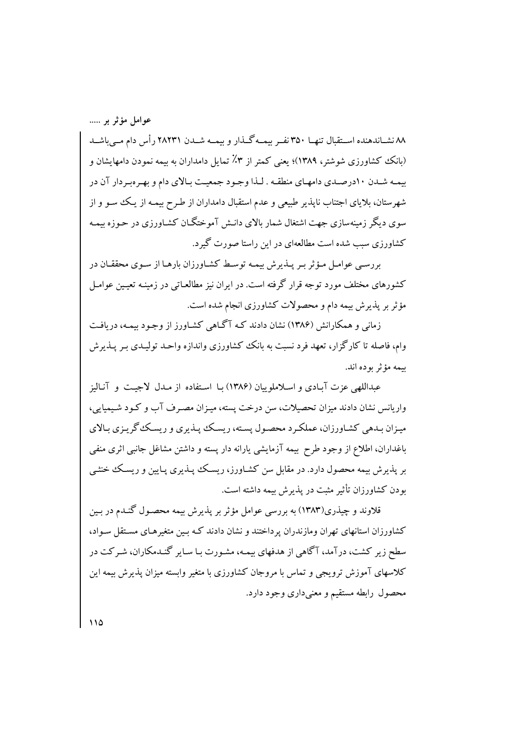۸۸ نشـاندهنده اسـتقبال تنهـا ۳۵۰ نفـر بیمـه‌گـذار و بیمـه شـدن ۲۸۲۳۱ رأس دام مـی‌باشـد (بانک کشاورزی شوشتر، ۱۳۸۹)؛ یعنی کمتر از ۳٪ تمایل دامداران به بیمه نمودن دامهایشان و بیمـه شـدن ۱۰درصـدی دامهـای منطقـه . لـذا وجـود جمعیـت بـالای دام و بهـره‌بـردار آن در شهرستان، بلایای اجتناب ناپذیر طبیعی و عدم استقبال دامداران از طـرح بیمـه از یـک سـو و از سوی دیگر زمینه‌سازی جهت اشتغال شمار بالای دانـش آموختگـان کشـاورزی در حـوزه بیمـه کشاورزی سبب شده است مطالعه‌ای در این راستا صورت گیرد.

بررسـی عوامـل مـؤثر بـر پـذیرش بیمـه توسـط کشـاورزان بارهـا از سـوی محققـان در کشورهای مختلف مورد توجه قرار گرفته است. در ایران نیز مطالعـاتی در زمینـه تعیـین عوامـل مؤثر بر پذیرش بیمه دام و محصولات کشاورزی انجام شده است.

زمانی و همکارانش (۱۳۸۶) نشان دادند کـه آگـاهی کشـاورز از وجـود بیمـه، دریافـت وام، فاصله تا کارگزار، تعهد فرد نسبت به بانک کشاورزی واندازه واحـد تولیـدی بـر پـذیرش بیمه مؤثر بوده اند.

عبداللهی عزت آبـادی و اسـلاملوییان (۱۳۸۶) بـا اسـتفاده از مـدل لاجیـت و آنـالیز واریانس نشان دادند میزان تحصیلات، سن درخت پسته، میـزان مصـرف آب و کـود شـیمیایی، میـزان بـدهی کشـاورزان، عملکـرد محصـول پسـته، ریسـک پـذیری و ریسـک‌گریـزی بـالای باغداران، اطلاع از وجود طرح بیمه آزمایشی یارانه دار پسته و داشتن مشاغل جانبی اثری منفی بر پذیرش بیمه محصول دارد. در مقابل سن کشـاورز، ریسـک پـذیری پـایین و ریسـک خنثـی بودن کشاورزان تأثیر مثبت در پذیرش بیمه داشته است.

قلاوند و چیذری(۱۳۸۳) به بررسی عوامل مؤثر بر پذیرش بیمه محصـول گنـدم در بـین کشاورزان استانهای تهران ومازندران پرداختند و نشان دادند کـه بـین متغیرهـای مسـتقل سـواد، سطح زیر کشت، درآمد، آگاهی از هدفهای بیمـه، مشـورت بـا سـایر گنـدمکاران، شـرکت در کلاسهای آموزش ترویجی و تماس با مروجان کشاورزی با متغیر وابسته میزان پذیرش بیمه این محصول رابطه مستقیم و معنی‌داری وجود دارد.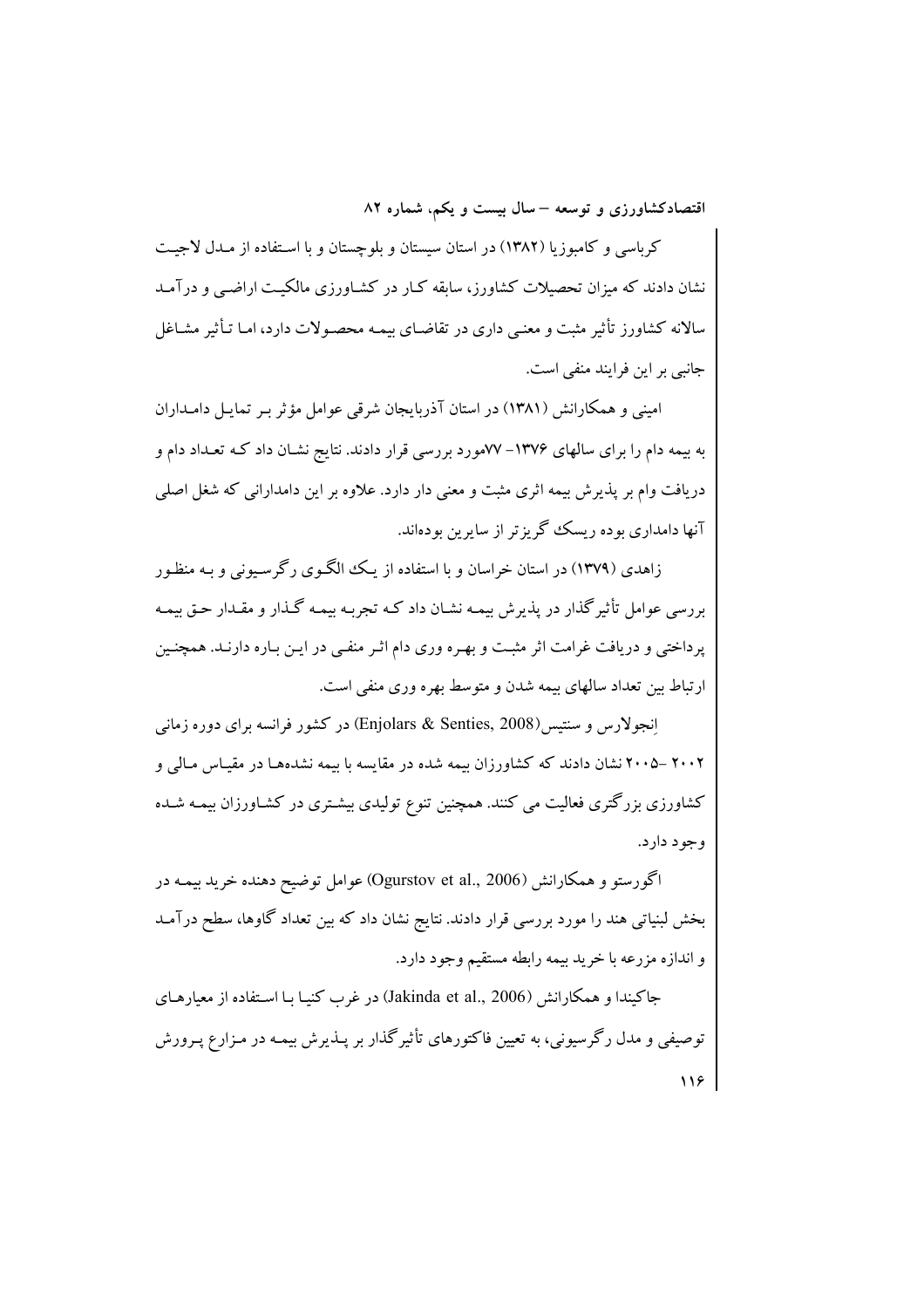کرباسی و کامبوزیا (۱۳۸۲) در استان سیستان و بلوچستان و با استفاده از مدل لاجیت نشان دادند که میزان تحصیلات کشاورز، سابقه کار در کشاورزی مالکیت اراضی و درآمد سالانه کشاورز تأثیر مثبت و معنی داری در تقاضای بیمه محصولات دارد، اما تأثیر مشاغل جانبی بر این فرایند منفی است.

امینی و همکارانش (۱۳۸۱) در استان آذربایجان شرقی عوامل مؤثر بر تمایل دامداران به بیمه دام را برای سالهای ۱۳۷۶- ۷۷مورد بررسی قرار دادند. نتایج نشان داد که تعداد دام و دریافت وام بر پذیرش بیمه اثری مثبت و معنی دار دارد. علاوه بر این دامدارانی که شغل اصلی آنها دامداری بوده ریسک گریزتر از سایرین بوده‌اند.

زاهدی (۱۳۷۹) در استان خراسان و با استفاده از یک الگوی رگرسیونی و به منظور بررسی عوامل تأثیرگذار در پذیرش بیمه نشان داد که تجربه بیمه گذار و مقدار حق بیمه پرداختی و دریافت غرامت اثر مثبت و بهره وری دام اثر منفی در این باره دارند. همچنین ارتباط بین تعداد سالهای بیمه شدن و متوسط بهره وری منفی است.

اِنجولارس و سنتیس(Enjolars & Senties, 2008) در کشور فرانسه برای دوره زمانی ۲۰۰۲ -۲۰۰۵ نشان دادند که کشاورزان بیمه شده در مقایسه با بیمه نشده‌ها در مقیاس مالی و کشاورزی بزرگتری فعالیت می کنند. همچنین تنوع تولیدی بیشتری در کشاورزان بیمه شده وجود دارد.

اگورستو و همکارانش (Ogurstov et al., 2006) عوامل توضیح دهنده خرید بیمه در بخش لبنیاتی هند را مورد بررسی قرار دادند. نتایج نشان داد که بین تعداد گاوها، سطح درآمد و اندازه مزرعه با خرید بیمه رابطه مستقیم وجود دارد.

جاکیندا و همکارانش (Jakinda et al., 2006) در غرب کنیا با استفاده از معیارهای توصیفی و مدل رگرسیونی، به تعیین فاکتورهای تأثیرگذار بر پذیرش بیمه در مزارع پرورش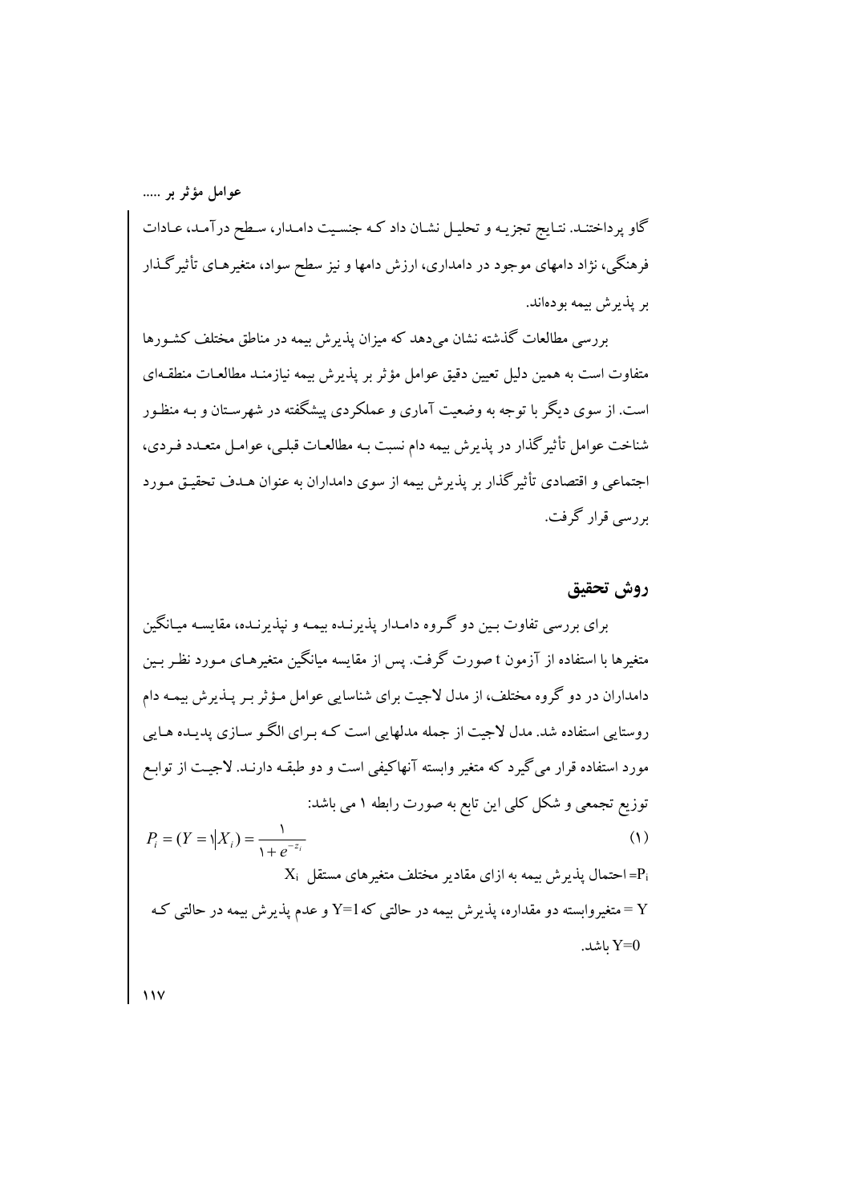گاو پرداختند. نتایج تجزیه و تحلیل نشان داد که جنسیت دامدار، سطح درآمد، عادات فرهنگی، نژاد دامهای موجود در دامداری، ارزش دامها و نیز سطح سواد، متغیرهای تأثیرگذار بر پذیرش بیمه بوده‌اند.

بررسی مطالعات گذشته نشان می‌دهد که میزان پذیرش بیمه در مناطق مختلف کشورها متفاوت است به همین دلیل تعیین دقیق عوامل مؤثر بر پذیرش بیمه نیازمند مطالعات منطقه‌ای است. از سوی دیگر با توجه به وضعیت آماری و عملکردی پیشگفته در شهرستان و به منظور شناخت عوامل تأثیرگذار در پذیرش بیمه دام نسبت به مطالعات قبلی، عوامل متعدد فردی، اجتماعی و اقتصادی تأثیرگذار بر پذیرش بیمه از سوی دامداران به عنوان هدف تحقیق مورد بررسی قرار گرفت.

## روش تحقیق

برای بررسی تفاوت بین دو گروه دامدار پذیرنده بیمه و نپذیرنده، مقایسه میانگین متغیرها با استفاده از آزمون t صورت گرفت. پس از مقایسه میانگین متغیرهای مورد نظر بین دامداران در دو گروه مختلف، از مدل لاجیت برای شناسایی عوامل مؤثر بر پذیرش بیمه دام روستایی استفاده شد. مدل لاجیت از جمله مدلهایی است که برای الگو سازی پدیده هایی مورد استفاده قرار می‌گیرد که متغیر وابسته آنهاکیفی است و دو طبقه دارند. لاجیت از توابع توزیع تجمعی و شکل کلی این تابع به صورت رابطه ۱ می باشد:

$$P_i = (Y = 1|X_i) = \frac{1}{1 + e^{-z_i}} \qquad (1)$$

$P_i$= احتمال پذیرش بیمه به ازای مقادیر مختلف متغیرهای مستقل $X_i$

Y = متغیروابسته دو مقداره، پذیرش بیمه در حالتی که $Y=1$ و عدم پذیرش بیمه در حالتی که $Y=0$ باشد.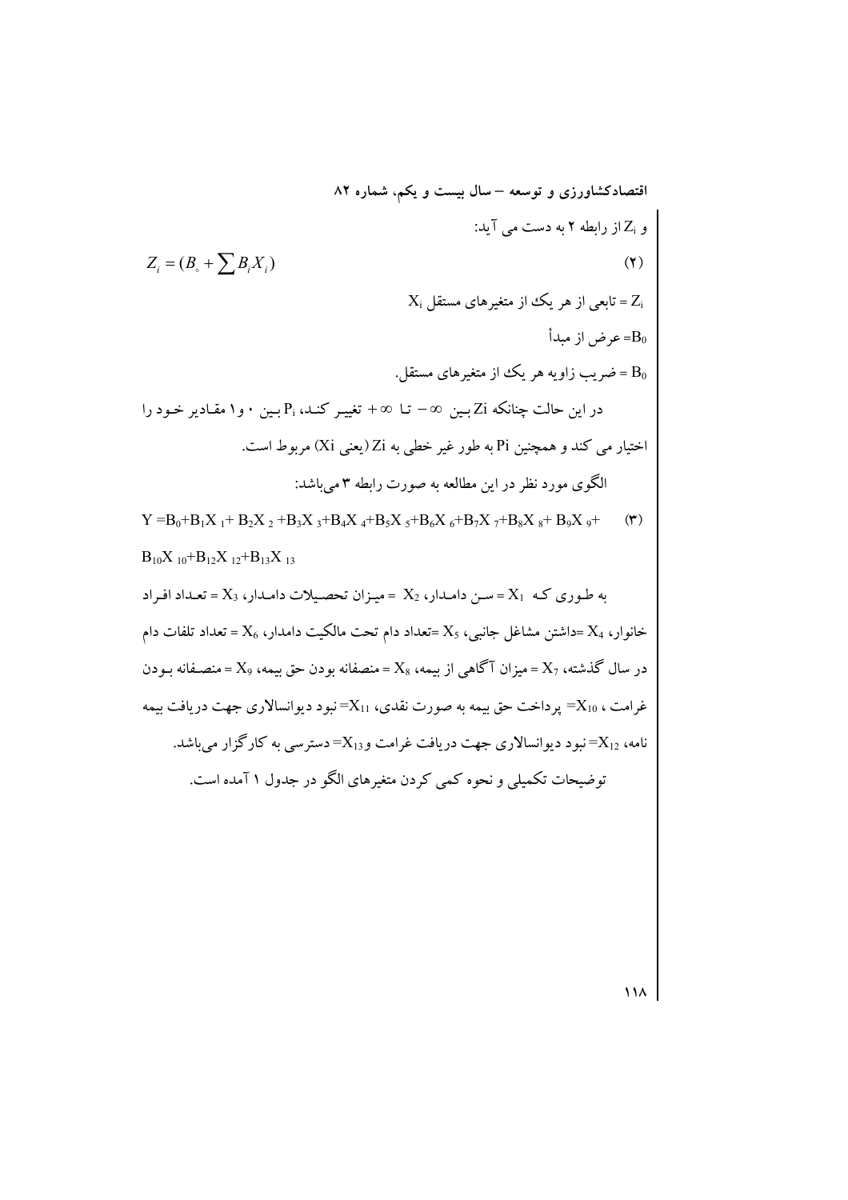و $Z_i$ از رابطه ۲ به دست می آید:

$$Z_i = (B_{\circ} + \sum B_i X_i) \quad (۲)$$

$Z_i$ = تابعی از هر یک از متغیرهای مستقل $X_i$

$B_0$= عرض از مبدأ

$B_0$ = ضریب زاویه هر یک از متغیرهای مستقل.

در این حالت چنانکه Zi بین $-\infty$ تا $+\infty$ تغییر کند، $P_i$ بین ۰ و۱ مقادیر خود را اختیار می کند و همچنین Pi به طور غیر خطی به Zi (یعنی Xi) مربوط است.

الگوی مورد نظر در این مطالعه به صورت رابطه ۳ می‌باشد:

$$Y = B_0+B_1X_1+B_2X_2+B_3X_3+B_4X_4+B_5X_5+B_6X_6+B_7X_7+B_8X_8+B_9X_9+B_{10}X_{10}+B_{12}X_{12}+B_{13}X_{13} \quad (۳)$$

به طوری که $X_1$ = سن دامدار، $X_2$ = میزان تحصیلات دامدار، $X_3$ = تعداد افراد خانوار، $X_4$ =داشتن مشاغل جانبی، $X_5$ =تعداد دام تحت مالکیت دامدار، $X_6$ = تعداد تلفات دام در سال گذشته، $X_7$ = میزان آگاهی از بیمه، $X_8$ = منصفانه بودن حق بیمه، $X_9$ = منصفانه بودن غرامت ، $X_{10}$= پرداخت حق بیمه به صورت نقدی، $X_{11}$= نبود دیوانسالاری جهت دریافت بیمه نامه، $X_{12}$= نبود دیوانسالاری جهت دریافت غرامت و$X_{13}$= دسترسی به کارگزار می‌باشد.

توضیحات تکمیلی و نحوه کمی کردن متغیرهای الگو در جدول ۱ آمده است.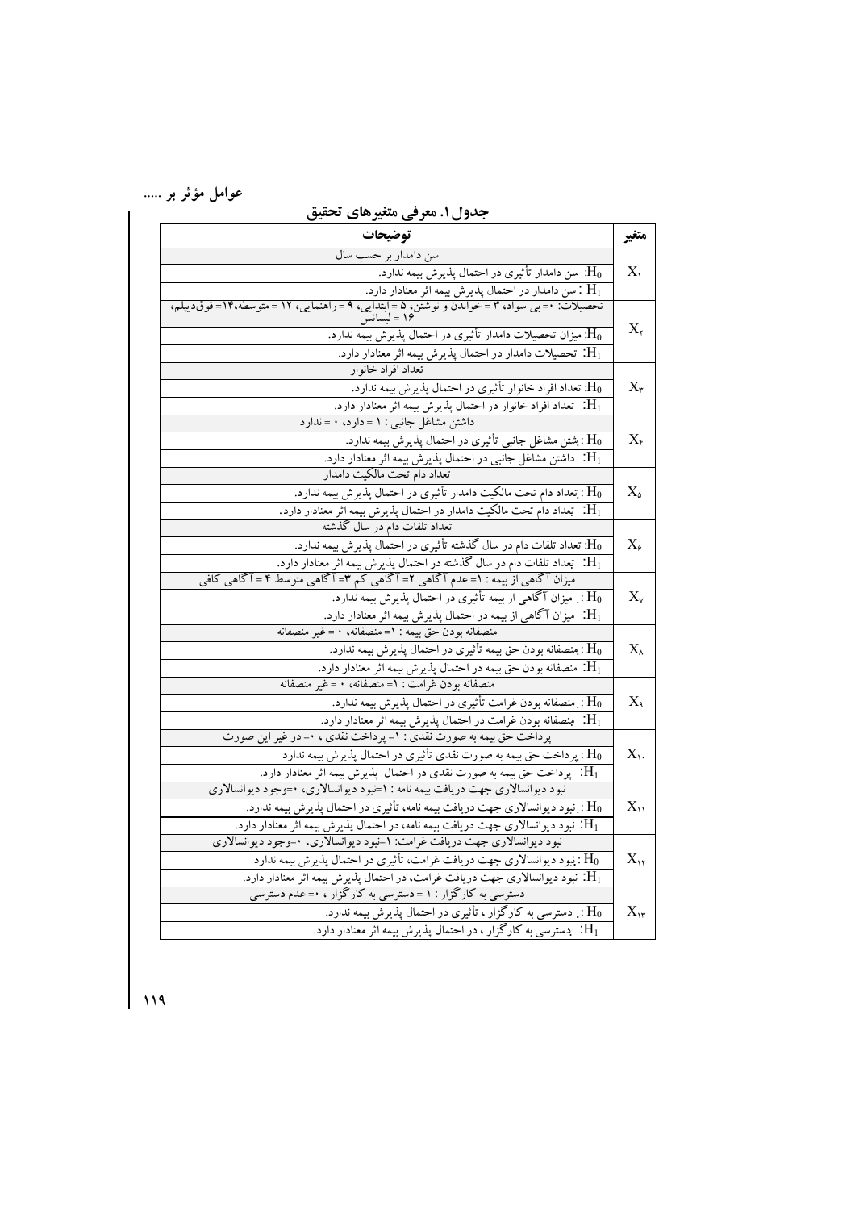### جدول ۱. معرفی متغیرهای تحقیق

| متغیر | توضیحات |
|---|---|
| $X_1$ | سن دامدار بر حسب سال |
| | $H_0$: سن دامدار تأثیری در احتمال پذیرش بیمه ندارد. |
| | $H_1$: سن دامدار در احتمال پذیرش بیمه اثر معنادار دارد. |
| $X_2$ | تحصیلات: ۰= بی سواد، ۳ = خواندن و نوشتن، ۵ = ابتدایی، ۹ = راهنمایی، ۱۲ = متوسطه،۱۴= فوق‌دیپلم، ۱۶ = لیسانس |
| | $H_0$: میزان تحصیلات دامدار تأثیری در احتمال پذیرش بیمه ندارد. |
| | $H_1$: تحصیلات دامدار در احتمال پذیرش بیمه اثر معنادار دارد. |
| $X_3$ | تعداد افراد خانوار |
| | $H_0$: تعداد افراد خانوار تأثیری در احتمال پذیرش بیمه ندارد. |
| | $H_1$: تعداد افراد خانوار در احتمال پذیرش بیمه اثر معنادار دارد. |
| $X_4$ | داشتن مشاغل جانبی : ۱ = دارد، ۰ = ندارد |
| | $H_0$: شتن مشاغل جانبی تأثیری در احتمال پذیرش بیمه ندارد. |
| | $H_1$: داشتن مشاغل جانبی در احتمال پذیرش بیمه اثر معنادار دارد. |
| $X_5$ | تعداد دام تحت مالکیت دامدار |
| | $H_0$: تعداد دام تحت مالکیت دامدار تأثیری در احتمال پذیرش بیمه ندارد. |
| | $H_1$: تعداد دام تحت مالکیت دامدار در احتمال پذیرش بیمه اثر معنادار دارد. |
| $X_6$ | تعداد تلفات دام در سال گذشته |
| | $H_0$: تعداد تلفات دام در سال گذشته تأثیری در احتمال پذیرش بیمه ندارد. |
| | $H_1$: تعداد تلفات دام در سال گذشته در احتمال پذیرش بیمه اثر معنادار دارد. |
| $X_7$ | میزان آگاهی از بیمه : ۱= عدم آگاهی ۲= آگاهی کم ۳= آگاهی متوسط ۴ = آگاهی کافی |
| | $H_0$: میزان آگاهی از بیمه تأثیری در احتمال پذیرش بیمه ندارد. |
| | $H_1$: میزان آگاهی از بیمه در احتمال پذیرش بیمه اثر معنادار دارد. |
| $X_8$ | منصفانه بودن حق بیمه : ۱= منصفانه، ۰ = غیر منصفانه |
| | $H_0$: منصفانه بودن حق بیمه تأثیری در احتمال پذیرش بیمه ندارد. |
| | $H_1$: منصفانه بودن حق بیمه در احتمال پذیرش بیمه اثر معنادار دارد. |
| $X_9$ | منصفانه بودن غرامت : ۱= منصفانه، ۰ = غیر منصفانه |
| | $H_0$: منصفانه بودن غرامت تأثیری در احتمال پذیرش بیمه ندارد. |
| | $H_1$: منصفانه بودن غرامت در احتمال پذیرش بیمه اثر معنادار دارد. |
| $X_{10}$ | پرداخت حق بیمه به صورت نقدی : ۱= پرداخت نقدی ، ۰= در غیر این صورت |
| | $H_0$: پرداخت حق بیمه به صورت نقدی تأثیری در احتمال پذیرش بیمه ندارد |
| | $H_1$: پرداخت حق بیمه به صورت نقدی در احتمال پذیرش بیمه اثر معنادار دارد. |
| $X_{11}$ | نبود دیوانسالاری جهت دریافت بیمه نامه : ۱=نبود دیوانسالاری، ۰=وجود دیوانسالاری |
| | $H_0$: نبود دیوانسالاری جهت دریافت بیمه نامه، تأثیری در احتمال پذیرش بیمه ندارد. |
| | $H_1$: نبود دیوانسالاری جهت دریافت بیمه نامه، در احتمال پذیرش بیمه اثر معنادار دارد. |
| $X_{12}$ | نبود دیوانسالاری جهت دریافت غرامت: ۱=نبود دیوانسالاری، ۰=وجود دیوانسالاری |
| | $H_0$: نبود دیوانسالاری جهت دریافت غرامت، تأثیری در احتمال پذیرش بیمه ندارد |
| | $H_1$: نبود دیوانسالاری جهت دریافت غرامت، در احتمال پذیرش بیمه اثر معنادار دارد. |
| $X_{13}$ | دسترسی به کارگزار : ۱ = دسترسی به کارگزار ، ۰= عدم دسترسی |
| | $H_0$: دسترسی به کارگزار ، تأثیری در احتمال پذیرش بیمه ندارد. |
| | $H_1$: دسترسی به کارگزار ، در احتمال پذیرش بیمه اثر معنادار دارد. |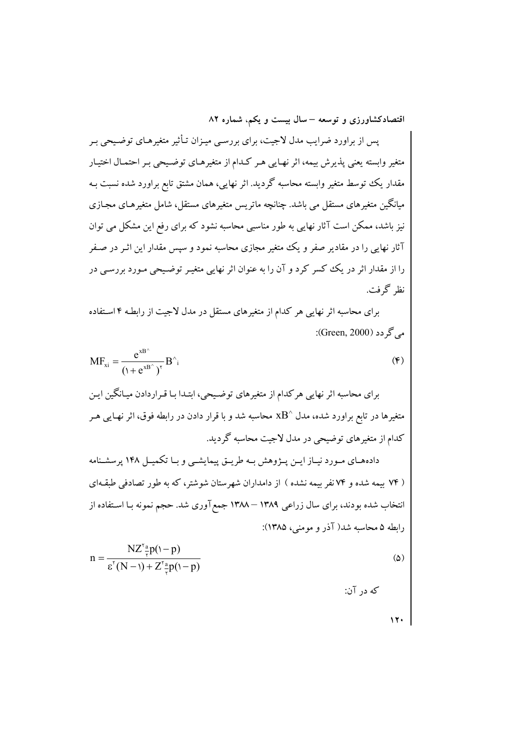پس از براورد ضرایب مدل لاجیت، برای بررسی میزان تأثیر متغیرهای توضیحی بر متغیر وابسته یعنی پذیرش بیمه، اثر نهایی هر کدام از متغیرهای توضیحی بر احتمال اختیار مقدار یک توسط متغیر وابسته محاسبه گردید. اثر نهایی، همان مشتق تابع براورد شده نسبت به میانگین متغیرهای مستقل می باشد. چنانچه ماتریس متغیرهای مستقل، شامل متغیرهای مجازی نیز باشد، ممکن است آثار نهایی به طور مناسبی محاسبه نشود که برای رفع این مشکل می توان آثار نهایی را در مقادیر صفر و یک متغیر مجازی محاسبه نمود و سپس مقدار این اثر در صفر را از مقدار اثر در یک کسر کرد و آن را به عنوان اثر نهایی متغیر توضیحی مورد بررسی در نظر گرفت.

برای محاسبه اثر نهایی هر کدام از متغیرهای مستقل در مدل لاجیت از رابطه ۴ استفاده می گردد (Green, 2000):

$$MF_{xi} = \frac{e^{x\hat{B}}}{(1+e^{x\hat{B}})^{2}}\hat{B}_{i} \tag{4}$$

برای محاسبه اثر نهایی هرکدام از متغیرهای توضیحی، ابتدا با قراردادن میانگین این متغیرها در تابع براورد شده، مدل $x\hat{B}$ محاسبه شد و با قرار دادن در رابطه فوق، اثر نهایی هر کدام از متغیرهای توضیحی در مدل لاجیت محاسبه گردید.

داده‌های مورد نیاز این پژوهش به طریق پیمایشی و با تکمیل ۱۴۸ پرسشنامه ( ۷۴ بیمه شده و ۷۴ نفر بیمه نشده ) از دامداران شهرستان شوشتر، که به طور تصادفی طبقه‌ای انتخاب شده بودند، برای سال زراعی ۱۳۸۹ – ۱۳۸۸ جمع‌آوری شد. حجم نمونه با استفاده از رابطه ۵ محاسبه شد( آذر و مومنی، ۱۳۸۵):

$$n = \frac{NZ^{2}_{\frac{a}{2}}p(1-p)}{\varepsilon^{2}(N-1)+Z^{2}_{\frac{a}{2}}p(1-p)} \tag{5}$$

که در آن: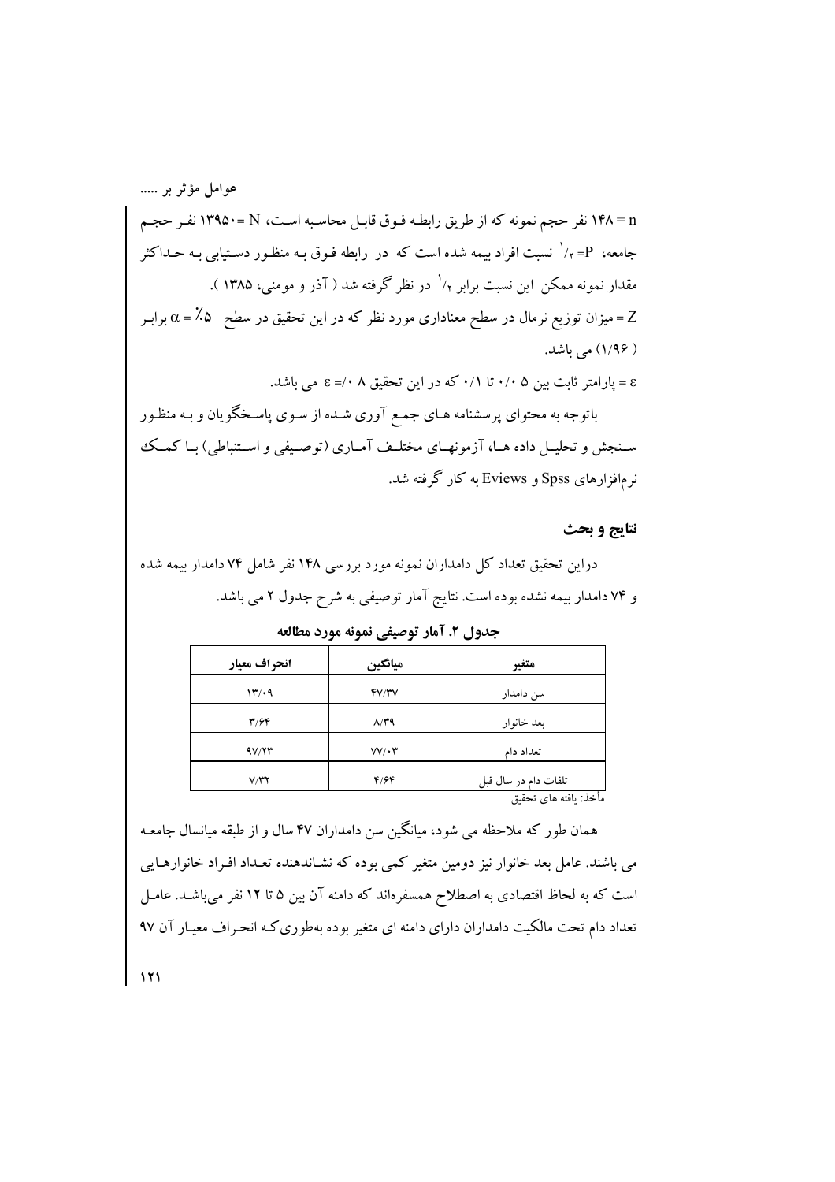n = ۱۴۸ نفر حجم نمونه که از طریق رابطه فوق قابل محاسبه است، N =۱۳۹۵۰ نفر حجم جامعه، P= ۲٪ نسبت افراد بیمه شده است که در رابطه فوق به منظور دستیابی به حداکثر مقدار نمونه ممکن این نسبت برابر ۲٪ در نظر گرفته شد ( آذر و مومنی، ۱۳۸۵ ).

Z = میزان توزیع نرمال در سطح معناداری مورد نظر که در این تحقیق در سطح $\alpha$ = ۵٪ برابر (۱/۹۶) می باشد.

$\varepsilon$ = پارامتر ثابت بین ۰/۰۵ تا ۰/۱ که در این تحقیق ۰/۰۸ =$\varepsilon$ می باشد.

باتوجه به محتوای پرسشنامه های جمع آوری شده از سوی پاسخگویان و به منظور سنجش و تحلیل داده ها، آزمونهای مختلف آماری (توصیفی و استنباطی) با کمک نرم‌افزارهای Spss و Eviews به کار گرفته شد.

## نتایج و بحث

دراین تحقیق تعداد کل دامداران نمونه مورد بررسی ۱۴۸ نفر شامل ۷۴ دامدار بیمه شده و ۷۴ دامدار بیمه نشده بوده است. نتایج آمار توصیفی به شرح جدول ۲ می باشد.

**جدول ۲. آمار توصیفی نمونه مورد مطالعه**

| متغیر | میانگین | انحراف معیار |
|---|---|---|
| سن دامدار | ۴۷/۳۷ | ۱۳/۰۹ |
| بعد خانوار | ۸/۳۹ | ۳/۶۴ |
| تعداد دام | ۷۷/۰۳ | ۹۷/۲۳ |
| تلفات دام در سال قبل | ۴/۶۴ | ۷/۳۲ |

مأخذ: یافته های تحقیق

همان طور که ملاحظه می شود، میانگین سن دامداران ۴۷ سال و از طبقه میانسال جامعه می باشند. عامل بعد خانوار نیز دومین متغیر کمی بوده که نشاندهنده تعداد افراد خانوارهایی است که به لحاظ اقتصادی به اصطلاح همسفره‌اند که دامنه آن بین ۵ تا ۱۲ نفر می‌باشد. عامل تعداد دام تحت مالکیت دامداران دارای دامنه ای متغیر بوده به‌طوری‌که انحراف معیار آن ۹۷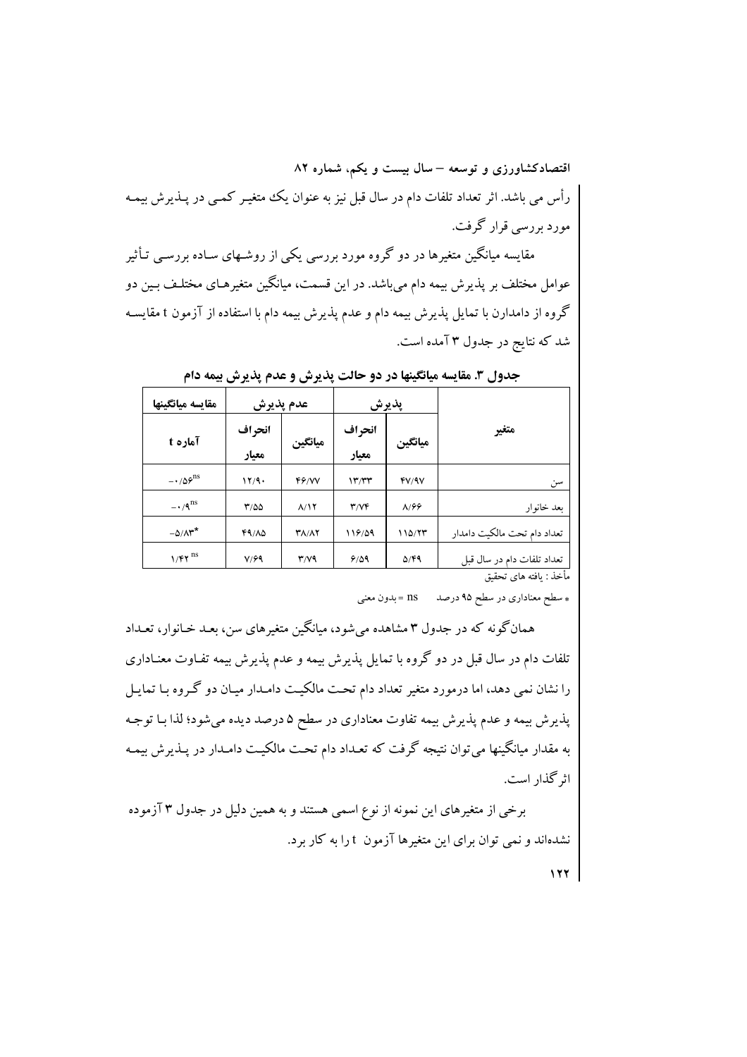رأس می باشد. اثر تعداد تلفات دام در سال قبل نیز به عنوان یک متغیر کمی در پـذیرش بیمـه مورد بررسی قرار گرفت.

مقایسه میانگین متغیرها در دو گروه مورد بررسی یکی از روشـهای ساده بررسـی تـأثیر عوامل مختلف بر پذیرش بیمه دام میباشد. در این قسمت، میانگین متغیرهـای مختلـف بـین دو گروه از دامدارن با تمایل پذیرش بیمه دام و عدم پذیرش بیمه دام با استفاده از آزمون t مقایسـه شد که نتایج در جدول ۳ آمده است.

**جدول ۳. مقایسه میانگینها در دو حالت پذیرش و عدم پذیرش بیمه دام**

| متغیر | پذیرش | | عدم پذیرش | | مقایسه میانگینها |
|---|---|---|---|---|---|
| | میانگین | انحراف معیار | میانگین | انحراف معیار | آماره t |
| سن | ۴۷/۹۷ | ۱۳/۳۳ | ۴۶/۷۷ | ۱۲/۹۰ | $-۰/۵۶^{ns}$ |
| بعد خانوار | ۸/۶۶ | ۳/۷۴ | ۸/۱۲ | ۳/۵۵ | $-۰/۹^{ns}$ |
| تعداد دام تحت مالکیت دامدار | ۱۱۵/۲۳ | ۱۱۶/۵۹ | ۳۸/۸۲ | ۴۹/۸۵ | $-۵/۸۳^{*}$ |
| تعداد تلفات دام در سال قبل | ۵/۴۹ | ۶/۵۹ | ۳/۷۹ | ۷/۶۹ | $۱/۴۲^{ns}$ |

مأخذ: یافته های تحقیق

* سطح معناداری در سطح ۹۵ درصد ns = بدون معنی

همانگونه که در جدول ۳ مشاهده میشود، میانگین متغیرهای سن، بعـد خـانوار، تعـداد تلفات دام در سال قبل در دو گروه با تمایل پذیرش بیمه و عدم پذیرش بیمه تفـاوت معنـاداری را نشان نمی دهد، اما درمورد متغیر تعداد دام تحت مالکیت دامـدار میـان دو گـروه بـا تمایـل پذیرش بیمه و عدم پذیرش بیمه تفاوت معناداری در سطح ۵ درصد دیده میشود؛ لذا بـا توجـه به مقدار میانگینها میتوان نتیجه گرفت که تعـداد دام تحـت مالکیـت دامـدار در پـذیرش بیمـه اثرگذار است.

برخی از متغیرهای این نمونه از نوع اسمی هستند و به همین دلیل در جدول ۳ آزموده نشدهاند و نمی توان برای این متغیرها آزمون t را به کار برد.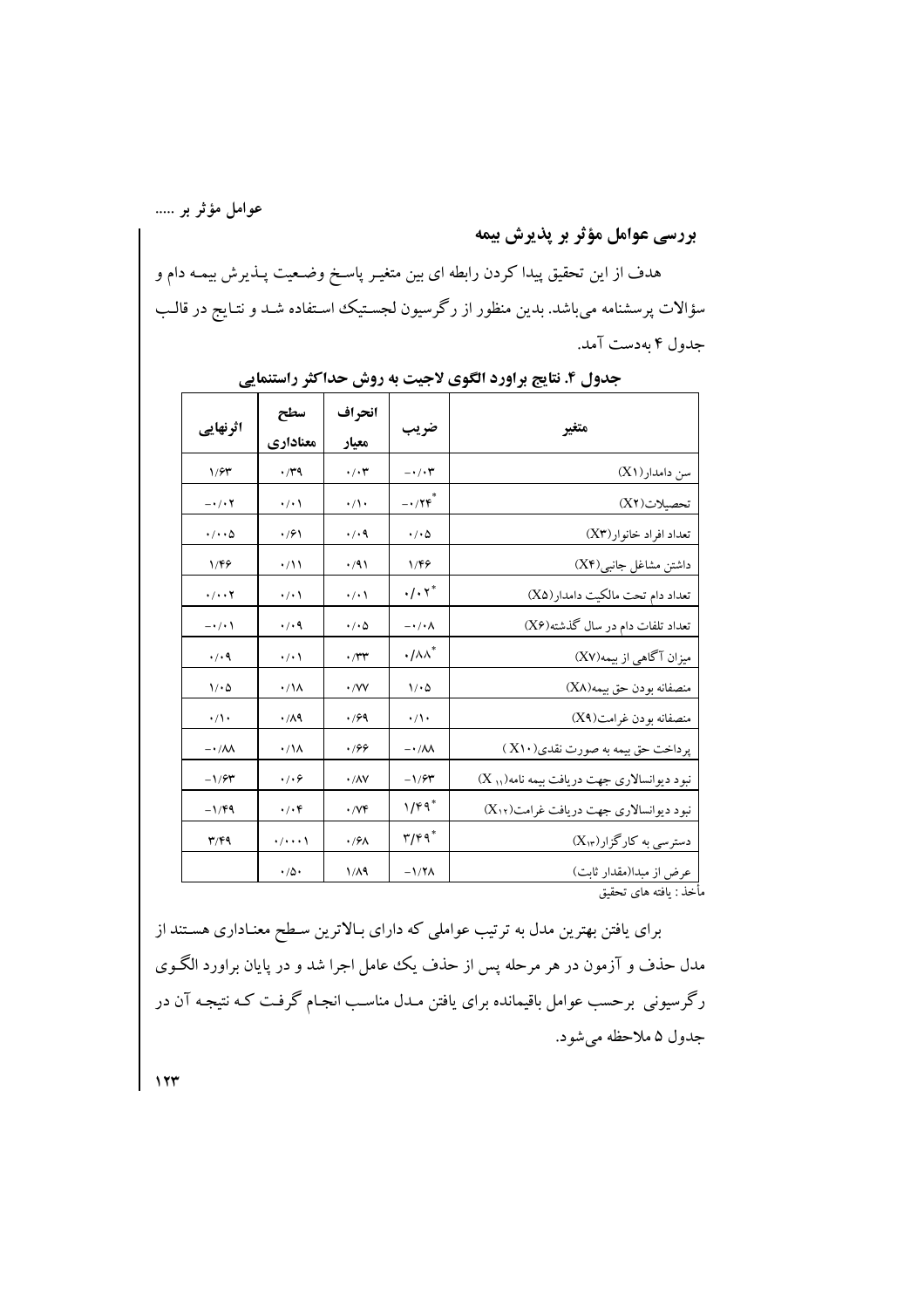## بررسی عوامل مؤثر بر پذیرش بیمه

هدف از این تحقیق پیدا کردن رابطه ای بین متغیر پاسخ وضعیت پذیرش بیمه دام و سؤالات پرسشنامه می‌باشد. بدین منظور از رگرسیون لجستیک استفاده شد و نتایج در قالب جدول ۴ به‌دست آمد.

**جدول ۴. نتایج براورد الگوی لاجیت به روش حداکثر راستنمایی**

| متغیر | ضریب | انحراف معیار | سطح معناداری | اثرنهایی |
|---|---|---|---|---|
| سن دامدار(X۱) | -۰/۰۳ | ۰/۰۳ | ۰/۳۹ | ۱/۶۳ |
| تحصیلات(X۲) | -۰/۲۴* | ۰/۱۰ | ۰/۰۱ | -۰/۰۲ |
| تعداد افراد خانوار(X۳) | ۰/۰۵ | ۰/۰۹ | ۰/۶۱ | ۰/۰۰۵ |
| داشتن مشاغل جانبی(X۴) | ۱/۴۶ | ۰/۹۱ | ۰/۱۱ | ۱/۴۶ |
| تعداد دام تحت مالکیت دامدار(X۵) | ۰/۰۲* | ۰/۰۱ | ۰/۰۱ | ۰/۰۰۲ |
| تعداد تلفات دام در سال گذشته(X۶) | -۰/۰۸ | ۰/۰۵ | ۰/۰۹ | -۰/۰۱ |
| میزان آگاهی از بیمه(X۷) | ۰/۸۸* | ۰/۳۳ | ۰/۰۱ | ۰/۰۹ |
| منصفانه بودن حق بیمه(X۸) | ۱/۰۵ | ۰/۷۷ | ۰/۱۸ | ۱/۰۵ |
| منصفانه بودن غرامت(X۹) | ۰/۱۰ | ۰/۶۹ | ۰/۸۹ | ۰/۱۰ |
| پرداخت حق بیمه به صورت نقدی(X۱۰ ) | -۰/۸۸ | ۰/۶۶ | ۰/۱۸ | -۰/۸۸ |
| نبود دیوانسالاری جهت دریافت بیمه نامه($X_{11}$) | -۱/۶۳ | ۰/۸۷ | ۰/۰۶ | -۱/۶۳ |
| نبود دیوانسالاری جهت دریافت غرامت($X_{12}$) | ۱/۴۹* | ۰/۷۴ | ۰/۰۴ | -۱/۴۹ |
| دسترسی به کارگزار($X_{13}$) | ۳/۴۹* | ۰/۶۸ | ۰/۰۰۰۱ | ۳/۴۹ |
| عرض از مبدا(مقدار ثابت) | -۱/۲۸ | ۱/۸۹ | ۰/۵۰ | |

مأخذ: یافته های تحقیق

برای یافتن بهترین مدل به ترتیب عواملی که دارای بالاترین سطح معناداری هستند از مدل حذف و آزمون در هر مرحله پس از حذف یک عامل اجرا شد و در پایان براورد الگوی رگرسیونی برحسب عوامل باقیمانده برای یافتن مدل مناسب انجام گرفت که نتیجه آن در جدول ۵ ملاحظه می‌شود.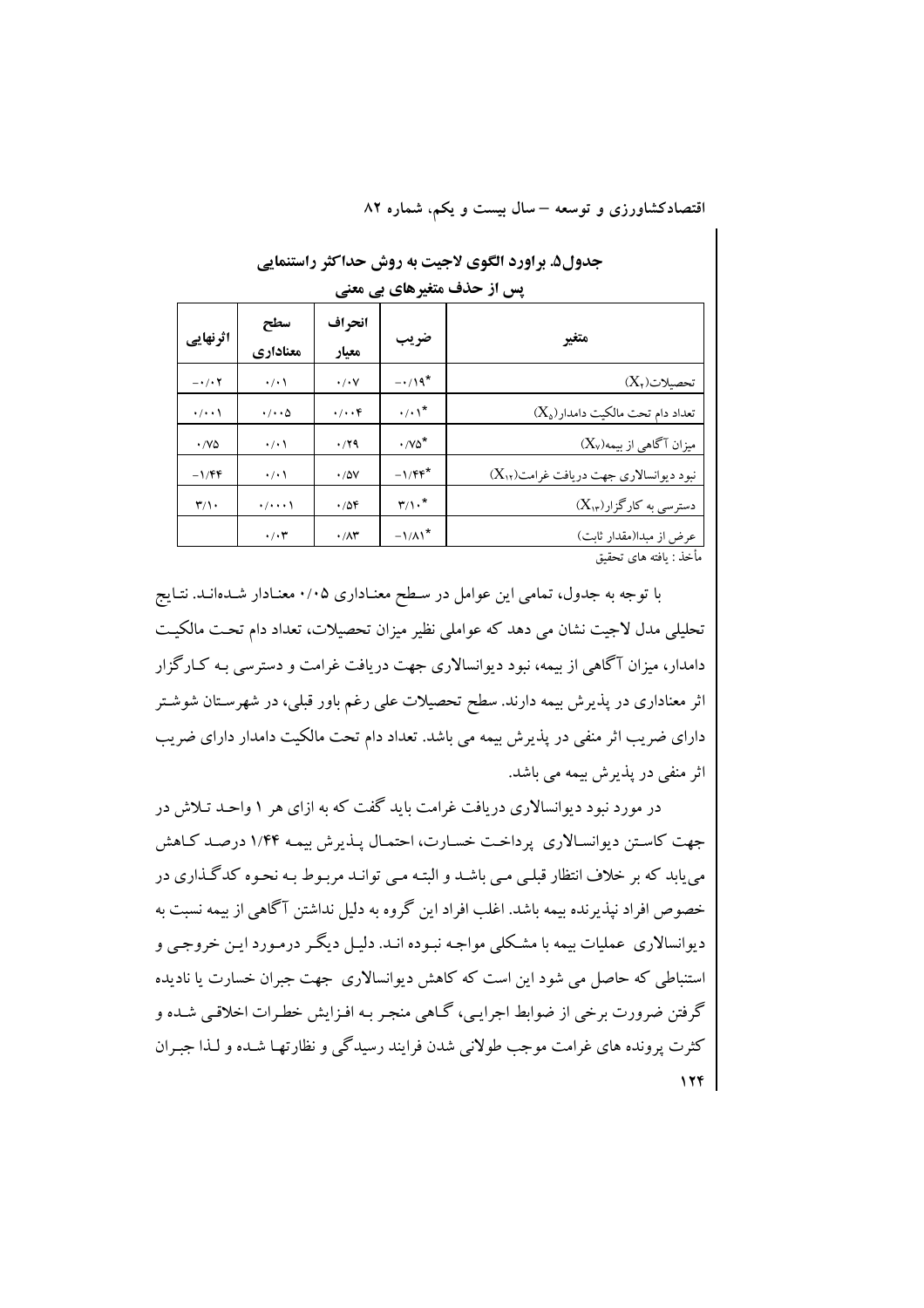**جدول۵. براورد الگوی لاجیت به روش حداکثر راستنمایی پس از حذف متغیرهای بی معنی**

| متغیر | ضریب | انحراف معیار | سطح معناداری | اثرنهایی |
|---|---|---|---|---|
| تحصیلات($X_2$) | -۰/۱۹* | ۰/۰۷ | ۰/۰۱ | -۰/۰۲ |
| تعداد دام تحت مالکیت دامدار($X_5$) | ۰/۰۱* | ۰/۰۰۴ | ۰/۰۰۵ | ۰/۰۰۱ |
| میزان آگاهی از بیمه($X_7$) | ۰/۷۵* | ۰/۲۹ | ۰/۰۱ | ۰/۷۵ |
| نبود دیوانسالاری جهت دریافت غرامت($X_{12}$) | -۱/۴۴* | ۰/۵۷ | ۰/۰۱ | -۱/۴۴ |
| دسترسی به کارگزار($X_{13}$) | ۳/۱۰* | ۰/۵۴ | ۰/۰۰۰۱ | ۳/۱۰ |
| عرض از مبدا(مقدار ثابت) | -۱/۸۱* | ۰/۸۳ | ۰/۰۳ | |

مأخذ: یافته های تحقیق

با توجه به جدول، تمامی این عوامل در سطح معناداری ۰/۰۵ معنادار شده‌اند. نتایج تحلیلی مدل لاجیت نشان می دهد که عواملی نظیر میزان تحصیلات، تعداد دام تحت مالکیت دامدار، میزان آگاهی از بیمه، نبود دیوانسالاری جهت دریافت غرامت و دسترسی به کارگزار اثر معناداری در پذیرش بیمه دارند. سطح تحصیلات علی رغم باور قبلی، در شهرستان شوشتر دارای ضریب اثر منفی در پذیرش بیمه می باشد. تعداد دام تحت مالکیت دامدار دارای ضریب اثر منفی در پذیرش بیمه می باشد.

در مورد نبود دیوانسالاری دریافت غرامت باید گفت که به ازای هر ۱ واحد تلاش در جهت کاستن دیوانسالاری پرداخت خسارت، احتمال پذیرش بیمه ۱/۴۴ درصد کاهش می‌یابد که بر خلاف انتظار قبلی می باشد و البته می تواند مربوط به نحوه کدگذاری در خصوص افراد نپذیرنده بیمه باشد. اغلب افراد این گروه به دلیل نداشتن آگاهی از بیمه نسبت به دیوانسالاری عملیات بیمه با مشکلی مواجه نبوده اند. دلیل دیگر درمورد این خروجی و استنباطی که حاصل می شود این است که کاهش دیوانسالاری جهت جبران خسارت یا نادیده گرفتن ضرورت برخی از ضوابط اجرایی، گاهی منجر به افزایش خطرات اخلاقی شده و کثرت پرونده های غرامت موجب طولانی شدن فرایند رسیدگی و نظارتها شده و لذا جبران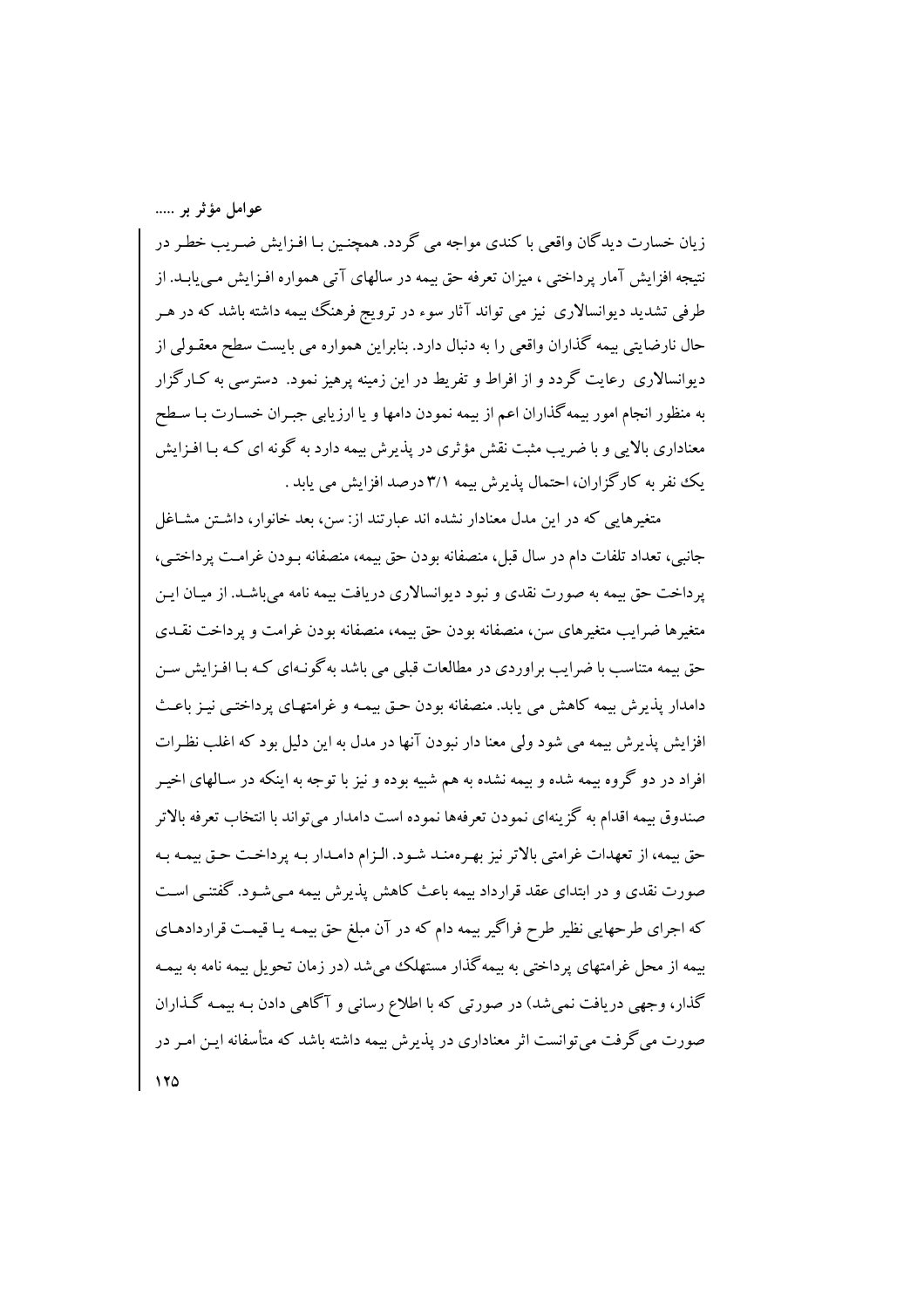زیان خسارت دیدگان واقعی با کندی مواجه می گردد. همچنین با افزایش ضریب خطر در نتیجه افزایش آمار پرداختی ، میزان تعرفه حق بیمه در سالهای آتی همواره افزایش می‌یابد. از طرفی تشدید دیوانسالاری نیز می تواند آثار سوء در ترویج فرهنگ بیمه داشته باشد که در هر حال نارضایتی بیمه گذاران واقعی را به دنبال دارد. بنابراین همواره می بایست سطح معقولی از دیوانسالاری رعایت گردد و از افراط و تفریط در این زمینه پرهیز نمود. دسترسی به کارگزار به منظور انجام امور بیمه‌گذاران اعم از بیمه نمودن دامها و یا ارزیابی جبران خسارت با سطح معناداری بالایی و با ضریب مثبت نقش مؤثری در پذیرش بیمه دارد به گونه ای که با افزایش یک نفر به کارگزاران، احتمال پذیرش بیمه ۳/۱ درصد افزایش می یابد .

متغیرهایی که در این مدل معنادار نشده اند عبارتند از: سن، بعد خانوار، داشتن مشاغل جانبی، تعداد تلفات دام در سال قبل، منصفانه بودن حق بیمه، منصفانه بودن غرامت پرداختی، پرداخت حق بیمه به صورت نقدی و نبود دیوانسالاری دریافت بیمه نامه می‌باشد. از میان این متغیرها ضرایب متغیرهای سن، منصفانه بودن حق بیمه، منصفانه بودن غرامت و پرداخت نقدی حق بیمه متناسب با ضرایب براوردی در مطالعات قبلی می باشد به‌گونه‌ای که با افزایش سن دامدار پذیرش بیمه کاهش می یابد. منصفانه بودن حق بیمه و غرامتهای پرداختی نیز باعث افزایش پذیرش بیمه می شود ولی معنا دار نبودن آنها در مدل به این دلیل بود که اغلب نظرات افراد در دو گروه بیمه شده و بیمه نشده به هم شبیه بوده و نیز با توجه به اینکه در سالهای اخیر صندوق بیمه اقدام به گزینه‌ای نمودن تعرفه‌ها نموده است دامدار می‌تواند با انتخاب تعرفه بالاتر حق بیمه، از تعهدات غرامتی بالاتر نیز بهره‌مند شود. الزام دامدار به پرداخت حق بیمه به صورت نقدی و در ابتدای عقد قرارداد بیمه باعث کاهش پذیرش بیمه می‌شود. گفتنی است که اجرای طرحهایی نظیر طرح فراگیر بیمه دام که در آن مبلغ حق بیمه یا قیمت قراردادهای بیمه از محل غرامتهای پرداختی به بیمه‌گذار مستهلک می‌شد (در زمان تحویل بیمه نامه به بیمه گذار، وجهی دریافت نمی‌شد) در صورتی که با اطلاع رسانی و آگاهی دادن به بیمه گذاران صورت می‌گرفت می‌توانست اثر معناداری در پذیرش بیمه داشته باشد که متأسفانه این امر در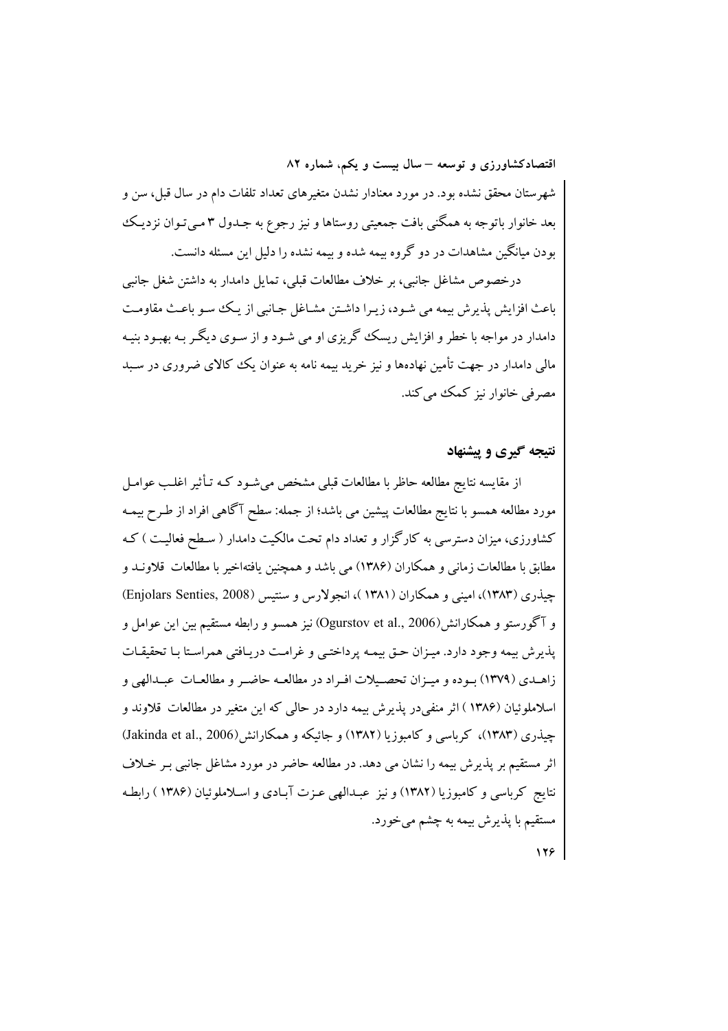شهرستان محقق نشده بود. در مورد معنادار نشدن متغیرهای تعداد تلفات دام در سال قبل، سن و بعد خانوار باتوجه به همگنی بافت جمعیتی روستاها و نیز رجوع به جدول ۳ می‌توان نزدیک بودن میانگین مشاهدات در دو گروه بیمه شده و بیمه نشده را دلیل این مسئله دانست.

درخصوص مشاغل جانبی، بر خلاف مطالعات قبلی، تمایل دامدار به داشتن شغل جانبی باعث افزایش پذیرش بیمه می شود، زیرا داشتن مشاغل جانبی از یک سو باعث مقاومت دامدار در مواجه با خطر و افزایش ریسک گریزی او می شود و از سوی دیگر به بهبود بنیه مالی دامدار در جهت تأمین نهاده‌ها و نیز خرید بیمه نامه به عنوان یک کالای ضروری در سبد مصرفی خانوار نیز کمک می‌کند.

## نتیجه گیری و پیشنهاد

از مقایسه نتایج مطالعه حاظر با مطالعات قبلی مشخص می‌شود که تأثیر اغلب عوامل مورد مطالعه همسو با نتایج مطالعات پیشین می باشد؛ از جمله: سطح آگاهی افراد از طرح بیمه کشاورزی، میزان دسترسی به کارگزار و تعداد دام تحت مالکیت دامدار ( سطح فعالیت ) که مطابق با مطالعات زمانی و همکاران (۱۳۸۶) می باشد و همچنین یافته‌اخیر با مطالعات قلاوند و چیذری (۱۳۸۳)، امینی و همکاران (۱۳۸۱ )، انجولارس و سنتیس (Enjolars Senties, 2008) و آگورستو و همکارانش(Ogurstov et al., 2006) نیز همسو و رابطه مستقیم بین این عوامل و پذیرش بیمه وجود دارد. میزان حق بیمه پرداختی و غرامت دریافتی همراستا با تحقیقات زاهدی (۱۳۷۹) بوده و میزان تحصیلات افراد در مطالعه حاضر و مطالعات عبدالهی و اسلاملوئیان (۱۳۸۶ ) اثر منفی‌در پذیرش بیمه دارد در حالی که این متغیر در مطالعات قلاوند و چیذری (۱۳۸۳)، کرباسی و کامبوزیا (۱۳۸۲) و جائیکه و همکارانش(Jakinda et al., 2006) اثر مستقیم بر پذیرش بیمه را نشان می دهد. در مطالعه حاضر در مورد مشاغل جانبی بر خلاف نتایج کرباسی و کامبوزیا (۱۳۸۲) و نیز عبدالهی عزت آبادی و اسلاملوئیان (۱۳۸۶ ) رابطه مستقیم با پذیرش بیمه به چشم می‌خورد.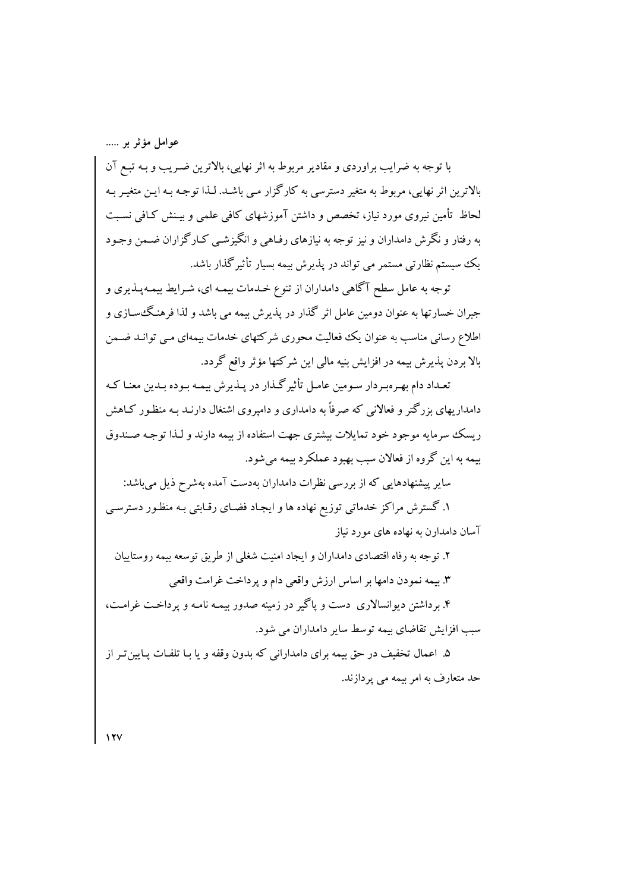با توجه به ضرایب براوردی و مقادیر مربوط به اثر نهایی، بالاترین ضـریب و بـه تبـع آن بالاترین اثر نهایی، مربوط به متغیر دسترسی به کارگزار مـی باشـد. لـذا توجـه بـه ایـن متغیـر بـه لحاظ تأمین نیروی مورد نیاز، تخصص و داشتن آموزشهای کافی علمی و بیـنش کـافی نسبت به رفتار و نگرش دامداران و نیز توجه به نیازهای رفـاهی و انگیزشـی کـارگزاران ضـمن وجـود یک سیستم نظارتی مستمر می تواند در پذیرش بیمه بسیار تأثیرگذار باشد.

توجه به عامل سطح آگاهی دامداران از تنوع خـدمات بیمـه ای، شـرایط بیمـه‌پـذیری و جبران خسارتها به عنوان دومین عامل اثر گذار در پذیرش بیمه می باشد و لذا فرهنـگ‌سـازی و اطلاع رسانی مناسب به عنوان یک فعالیت محوری شرکتهای خدمات بیمه‌ای مـی توانـد ضـمن بالا بردن پذیرش بیمه در افزایش بنیه مالی این شرکتها مؤثر واقع گردد.

تعـداد دام بهـره‌بـردار سـومین عامـل تأثیرگـذار در پـذیرش بیمـه بـوده بـدین معنـا کـه دامداریهای بزرگتر و فعالانی که صرفاً به دامداری و دامپروی اشتغال دارنـد بـه منظـور کـاهش ریسک سرمایه موجود خود تمایلات بیشتری جهت استفاده از بیمه دارند و لـذا توجـه صـندوق بیمه به این گروه از فعالان سبب بهبود عملکرد بیمه می‌شود.

سایر پیشنهادهایی که از بررسی نظرات دامداران به‌دست آمده به‌شرح ذیل می‌باشد:

۱. گسترش مراکز خدماتی توزیع نهاده ها و ایجـاد فضـای رقـابتی بـه منظـور دسترسـی آسان دامدارن به نهاده های مورد نیاز

۲. توجه به رفاه اقتصادی دامداران و ایجاد امنیت شغلی از طریق توسعه بیمه روستاییان

۳. بیمه نمودن دامها بر اساس ارزش واقعی دام و پرداخت غرامت واقعی

۴. برداشتن دیوانسالاری دست و پاگیر در زمینه صدور بیمـه نامـه و پرداخـت غرامـت، سبب افزایش تقاضای بیمه توسط سایر دامداران می شود.

۵. اعمال تخفیف در حق بیمه برای دامدارانی که بدون وقفه و یا بـا تلفـات پـایین‌تـر از حد متعارف به امر بیمه می پردازند.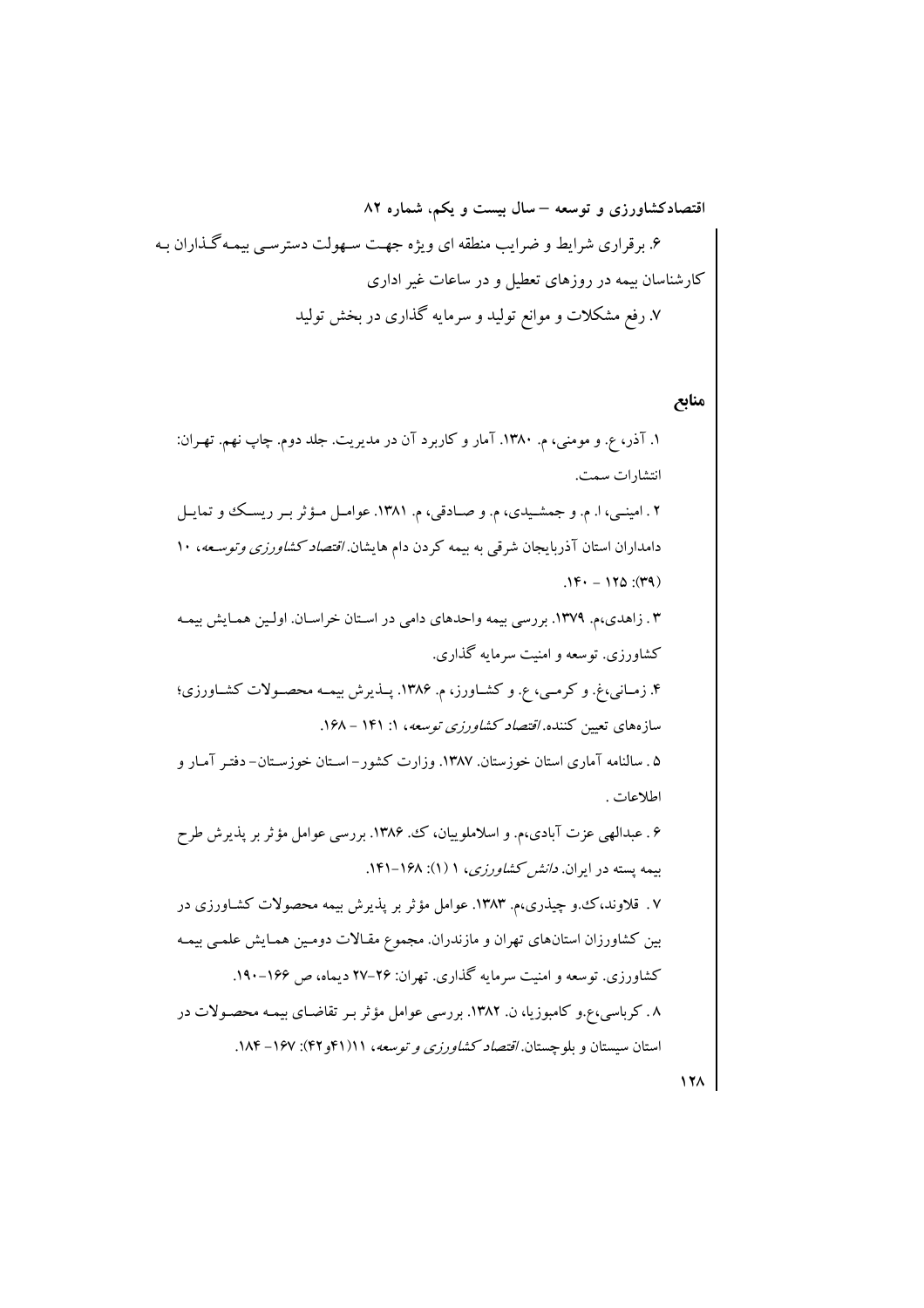۶. برقراری شرایط و ضرایب منطقه ای ویژه جهت سهولت دسترسی بیمه‌گذاران به کارشناسان بیمه در روزهای تعطیل و در ساعات غیر اداری

۷. رفع مشکلات و موانع تولید و سرمایه گذاری در بخش تولید

## منابع

۱. آذر، ع. و مومنی، م. ۱۳۸۰. آمار و کاربرد آن در مدیریت. جلد دوم. چاپ نهم. تهران: انتشارات سمت.

۲. امینی، ا. م. و جمشیدی، م. و صادقی، م. ۱۳۸۱. عوامل مؤثر بر ریسک و تمایل دامداران استان آذربایجان شرقی به بیمه کردن دام هایشان. *اقتصاد کشاورزی وتوسعه*، ۱۰ (۳۹): ۱۲۵ – ۱۴۰.

۳. زاهدی،م. ۱۳۷۹. بررسی بیمه واحدهای دامی در استان خراسان. اولین همایش بیمه کشاورزی. توسعه و امنیت سرمایه گذاری.

۴. زمانی،غ. و کرمی، ع. و کشاورز، م. ۱۳۸۶. پذیرش بیمه محصولات کشاورزی؛ سازه‌های تعیین کننده. *اقتصاد کشاورزی توسعه*، ۱: ۱۴۱ – ۱۶۸.

۵. سالنامه آماری استان خوزستان. ۱۳۸۷. وزارت کشور- استان خوزستان- دفتر آمار و اطلاعات .

۶. عبدالهی عزت آبادی،م. و اسلاملوییان، ک. ۱۳۸۶. بررسی عوامل مؤثر بر پذیرش طرح بیمه پسته در ایران. *دانش کشاورزی*، ۱ (۱): ۱۶۸-۱۴۱.

۷. قلاوند،ک.و چیذری،م. ۱۳۸۳. عوامل مؤثر بر پذیرش بیمه محصولات کشاورزی در بین کشاورزان استان‌های تهران و مازندران. مجموع مقالات دومین همایش علمی بیمه کشاورزی. توسعه و امنیت سرمایه گذاری. تهران: ۲۶-۲۷ دیماه، ص ۱۶۶-۱۹۰.

۸. کرباسی،ع.و کامبوزیا، ن. ۱۳۸۲. بررسی عوامل مؤثر بر تقاضای بیمه محصولات در استان سیستان و بلوچستان. *اقتصاد کشاورزی و توسعه*، ۱۱(۴۱و۴۲): ۱۶۷- ۱۸۴.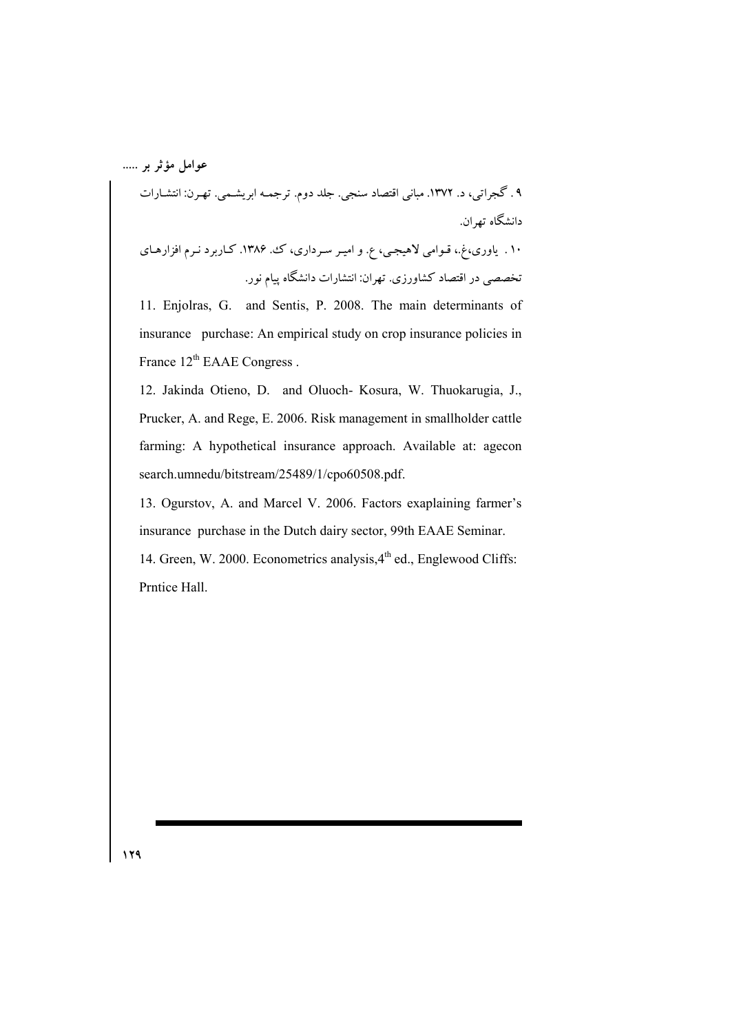۹ . گجراتی، د. ۱۳۷۲. مبانی اقتصاد سنجی. جلد دوم. ترجمه ابریشمی. تهرن: انتشارات دانشگاه تهران.

۱۰ . یاوری،غ.، قوامی لاهیجی، ع. و امیر سرداری، ک. ۱۳۸۶. کاربرد نرم افزارهای تخصصی در اقتصاد کشاورزی. تهران: انتشارات دانشگاه پیام نور.

11. Enjolras, G. and Sentis, P. 2008. The main determinants of insurance purchase: An empirical study on crop insurance policies in France 12th EAAE Congress .

12. Jakinda Otieno, D. and Oluoch- Kosura, W. Thuokarugia, J., Prucker, A. and Rege, E. 2006. Risk management in smallholder cattle farming: A hypothetical insurance approach. Available at: agecon search.umnedu/bitstream/25489/1/cpo60508.pdf.

13. Ogurstov, A. and Marcel V. 2006. Factors exaplaining farmer's insurance purchase in the Dutch dairy sector, 99th EAAE Seminar.

14. Green, W. 2000. Econometrics analysis,4th ed., Englewood Cliffs: Prntice Hall.